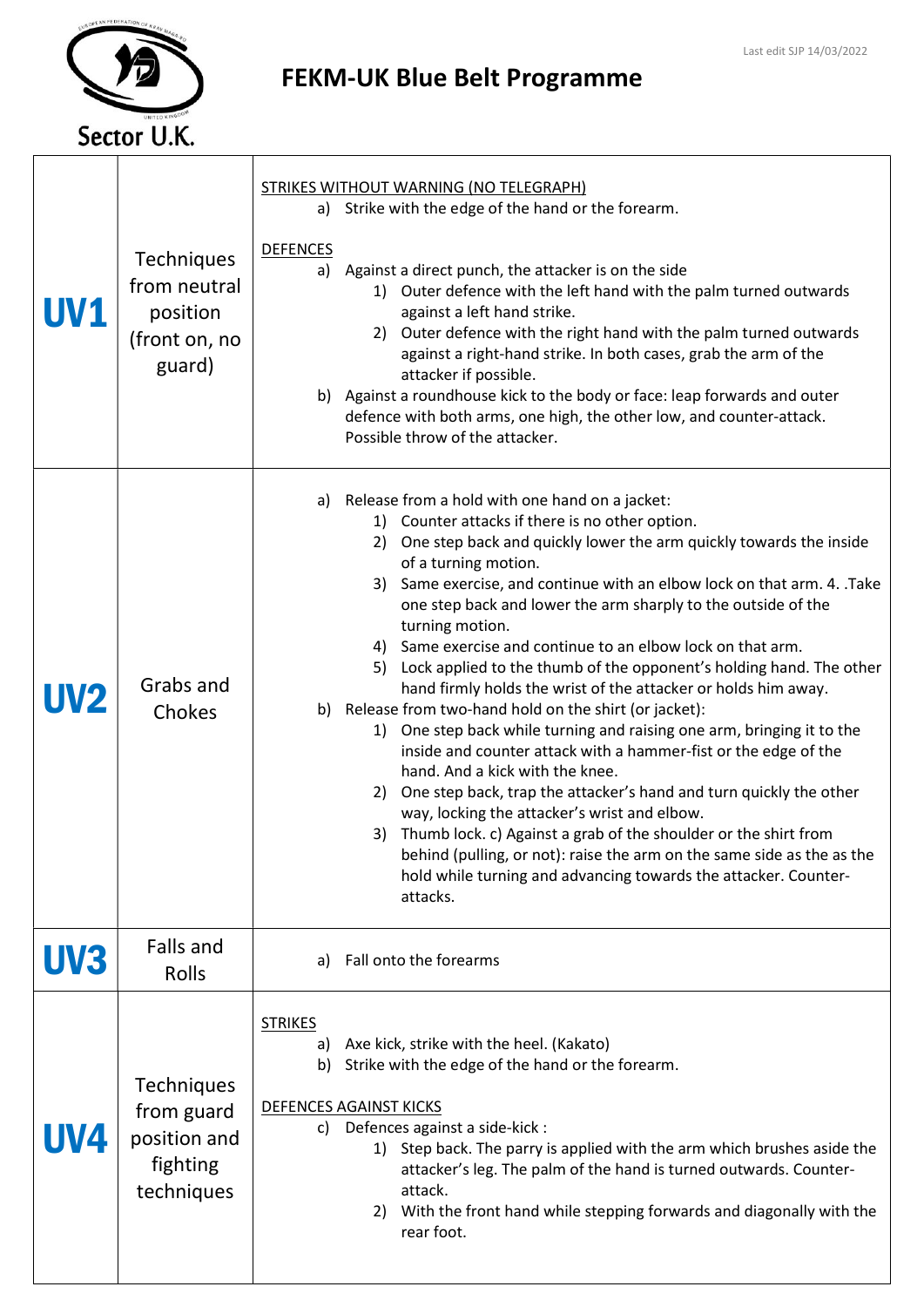Sector U.K.

Last edit SJP 14/03/2022

# FEKM-UK Blue Belt Programme

| | | |
|---|---|---|
| **UV1** | Techniques from neutral position (front on, no guard) | STRIKES WITHOUT WARNING (NO TELEGRAPH)<br>a) Strike with the edge of the hand or the forearm.<br><br>DEFENCES<br>a) Against a direct punch, the attacker is on the side<br>1) Outer defence with the left hand with the palm turned outwards against a left hand strike.<br>2) Outer defence with the right hand with the palm turned outwards against a right-hand strike. In both cases, grab the arm of the attacker if possible.<br>b) Against a roundhouse kick to the body or face: leap forwards and outer defence with both arms, one high, the other low, and counter-attack. Possible throw of the attacker. |
| **UV2** | Grabs and Chokes | a) Release from a hold with one hand on a jacket:<br>1) Counter attacks if there is no other option.<br>2) One step back and quickly lower the arm quickly towards the inside of a turning motion.<br>3) Same exercise, and continue with an elbow lock on that arm. 4. .Take one step back and lower the arm sharply to the outside of the turning motion.<br>4) Same exercise and continue to an elbow lock on that arm.<br>5) Lock applied to the thumb of the opponent's holding hand. The other hand firmly holds the wrist of the attacker or holds him away.<br>b) Release from two-hand hold on the shirt (or jacket):<br>1) One step back while turning and raising one arm, bringing it to the inside and counter attack with a hammer-fist or the edge of the hand. And a kick with the knee.<br>2) One step back, trap the attacker's hand and turn quickly the other way, locking the attacker's wrist and elbow.<br>3) Thumb lock. c) Against a grab of the shoulder or the shirt from behind (pulling, or not): raise the arm on the same side as the as the hold while turning and advancing towards the attacker. Counter-attacks. |
| **UV3** | Falls and Rolls | a) Fall onto the forearms |
| **UV4** | Techniques from guard position and fighting techniques | STRIKES<br>a) Axe kick, strike with the heel. (Kakato)<br>b) Strike with the edge of the hand or the forearm.<br><br>DEFENCES AGAINST KICKS<br>c) Defences against a side-kick :<br>1) Step back. The parry is applied with the arm which brushes aside the attacker's leg. The palm of the hand is turned outwards. Counter-attack.<br>2) With the front hand while stepping forwards and diagonally with the rear foot. |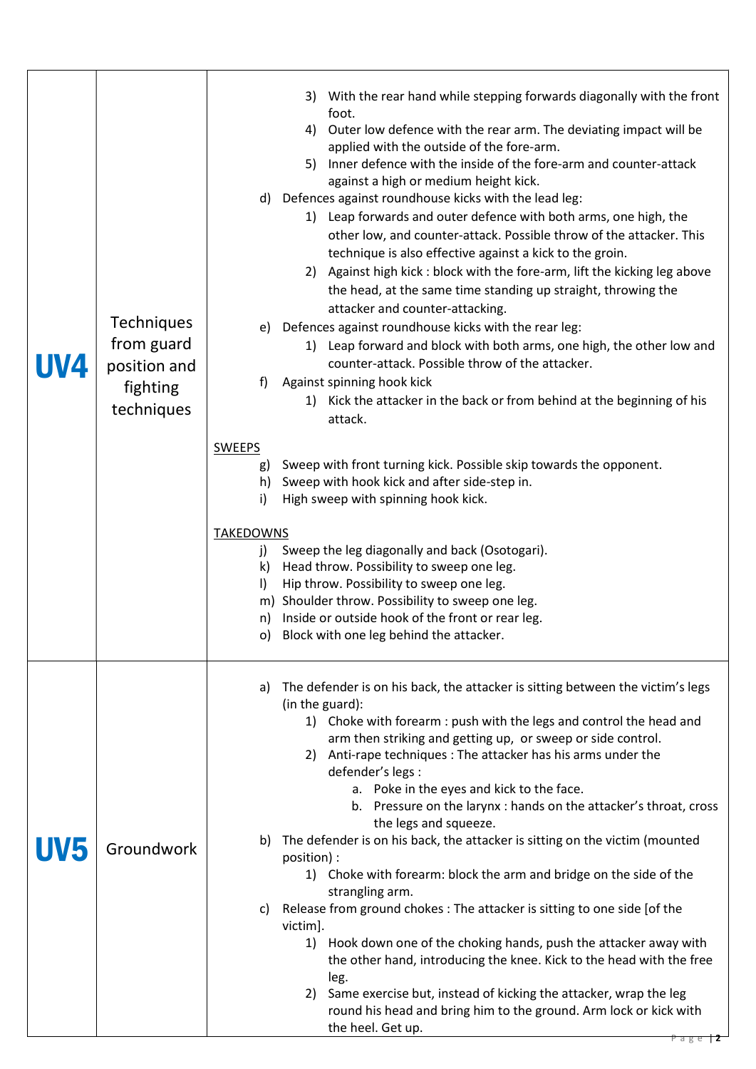| | | |
|---|---|---|
| **UV4** | Techniques from guard position and fighting techniques | 3) With the rear hand while stepping forwards diagonally with the front foot.<br>4) Outer low defence with the rear arm. The deviating impact will be applied with the outside of the fore-arm.<br>5) Inner defence with the inside of the fore-arm and counter-attack against a high or medium height kick.<br>d) Defences against roundhouse kicks with the lead leg:<br>1) Leap forwards and outer defence with both arms, one high, the other low, and counter-attack. Possible throw of the attacker. This technique is also effective against a kick to the groin.<br>2) Against high kick : block with the fore-arm, lift the kicking leg above the head, at the same time standing up straight, throwing the attacker and counter-attacking.<br>e) Defences against roundhouse kicks with the rear leg:<br>1) Leap forward and block with both arms, one high, the other low and counter-attack. Possible throw of the attacker.<br>f) Against spinning hook kick<br>1) Kick the attacker in the back or from behind at the beginning of his attack.<br><br><u>SWEEPS</u><br>g) Sweep with front turning kick. Possible skip towards the opponent.<br>h) Sweep with hook kick and after side-step in.<br>i) High sweep with spinning hook kick.<br><br><u>TAKEDOWNS</u><br>j) Sweep the leg diagonally and back (Osotogari).<br>k) Head throw. Possibility to sweep one leg.<br>l) Hip throw. Possibility to sweep one leg.<br>m) Shoulder throw. Possibility to sweep one leg.<br>n) Inside or outside hook of the front or rear leg.<br>o) Block with one leg behind the attacker. |
| **UV5** | Groundwork | a) The defender is on his back, the attacker is sitting between the victim's legs (in the guard):<br>1) Choke with forearm : push with the legs and control the head and arm then striking and getting up, or sweep or side control.<br>2) Anti-rape techniques : The attacker has his arms under the defender's legs :<br>a. Poke in the eyes and kick to the face.<br>b. Pressure on the larynx : hands on the attacker's throat, cross the legs and squeeze.<br>b) The defender is on his back, the attacker is sitting on the victim (mounted position) :<br>1) Choke with forearm: block the arm and bridge on the side of the strangling arm.<br>c) Release from ground chokes : The attacker is sitting to one side [of the victim].<br>1) Hook down one of the choking hands, push the attacker away with the other hand, introducing the knee. Kick to the head with the free leg.<br>2) Same exercise but, instead of kicking the attacker, wrap the leg round his head and bring him to the ground. Arm lock or kick with the heel. Get up. |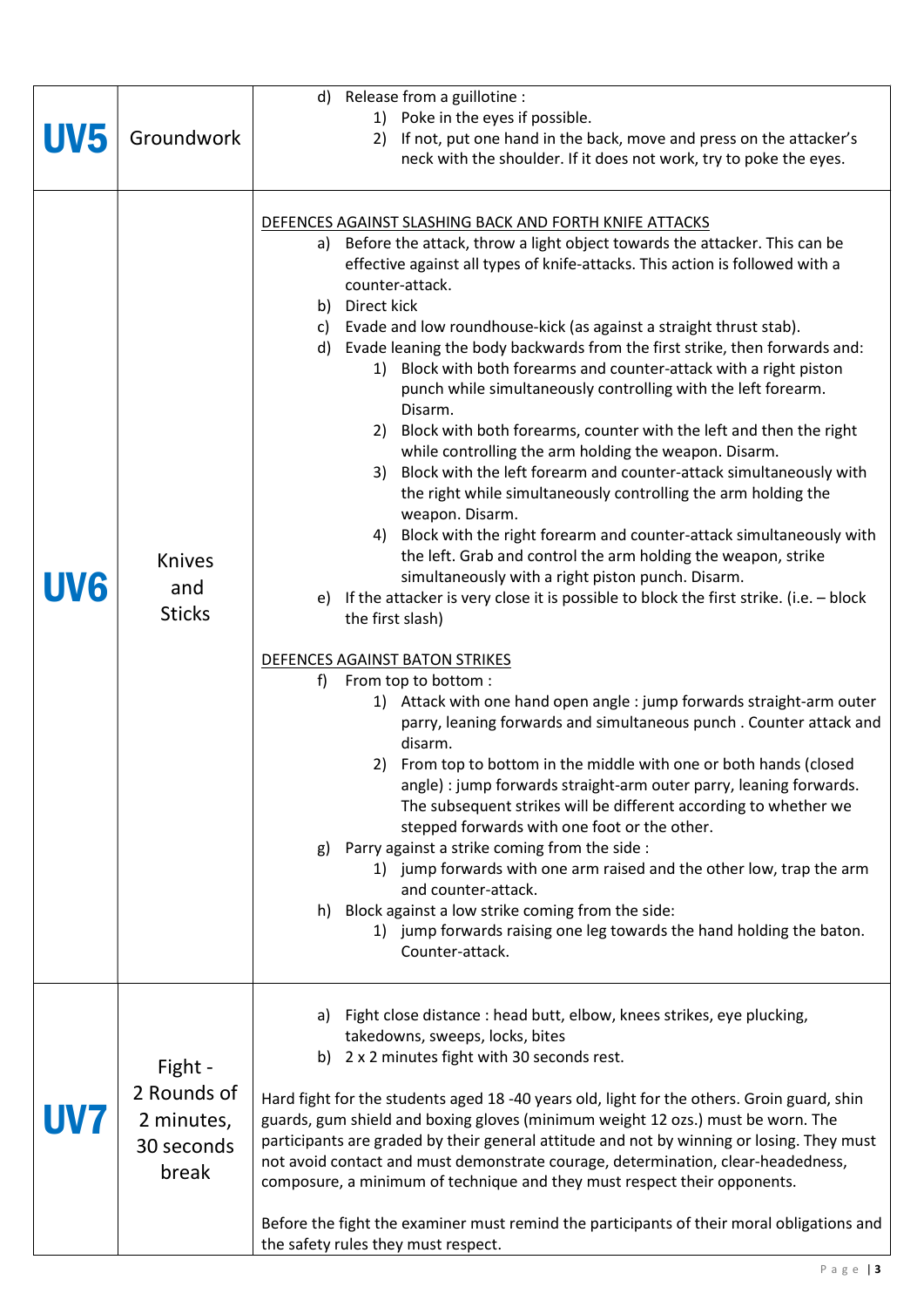| | | |
|---|---|---|
| **UV5** | Groundwork | d) Release from a guillotine :<br>1) Poke in the eyes if possible.<br>2) If not, put one hand in the back, move and press on the attacker's neck with the shoulder. If it does not work, try to poke the eyes. |
| **UV6** | Knives and Sticks | DEFENCES AGAINST SLASHING BACK AND FORTH KNIFE ATTACKS<br>a) Before the attack, throw a light object towards the attacker. This can be effective against all types of knife-attacks. This action is followed with a counter-attack.<br>b) Direct kick<br>c) Evade and low roundhouse-kick (as against a straight thrust stab).<br>d) Evade leaning the body backwards from the first strike, then forwards and:<br>1) Block with both forearms and counter-attack with a right piston punch while simultaneously controlling with the left forearm. Disarm.<br>2) Block with both forearms, counter with the left and then the right while controlling the arm holding the weapon. Disarm.<br>3) Block with the left forearm and counter-attack simultaneously with the right while simultaneously controlling the arm holding the weapon. Disarm.<br>4) Block with the right forearm and counter-attack simultaneously with the left. Grab and control the arm holding the weapon, strike simultaneously with a right piston punch. Disarm.<br>e) If the attacker is very close it is possible to block the first strike. (i.e. – block the first slash)<br><br>DEFENCES AGAINST BATON STRIKES<br>f) From top to bottom :<br>1) Attack with one hand open angle : jump forwards straight-arm outer parry, leaning forwards and simultaneous punch . Counter attack and disarm.<br>2) From top to bottom in the middle with one or both hands (closed angle) : jump forwards straight-arm outer parry, leaning forwards. The subsequent strikes will be different according to whether we stepped forwards with one foot or the other.<br>g) Parry against a strike coming from the side :<br>1) jump forwards with one arm raised and the other low, trap the arm and counter-attack.<br>h) Block against a low strike coming from the side:<br>1) jump forwards raising one leg towards the hand holding the baton. Counter-attack. |
| **UV7** | Fight - 2 Rounds of 2 minutes, 30 seconds break | a) Fight close distance : head butt, elbow, knees strikes, eye plucking, takedowns, sweeps, locks, bites<br>b) 2 x 2 minutes fight with 30 seconds rest.<br><br>Hard fight for the students aged 18 -40 years old, light for the others. Groin guard, shin guards, gum shield and boxing gloves (minimum weight 12 ozs.) must be worn. The participants are graded by their general attitude and not by winning or losing. They must not avoid contact and must demonstrate courage, determination, clear-headedness, composure, a minimum of technique and they must respect their opponents.<br><br>Before the fight the examiner must remind the participants of their moral obligations and the safety rules they must respect. |